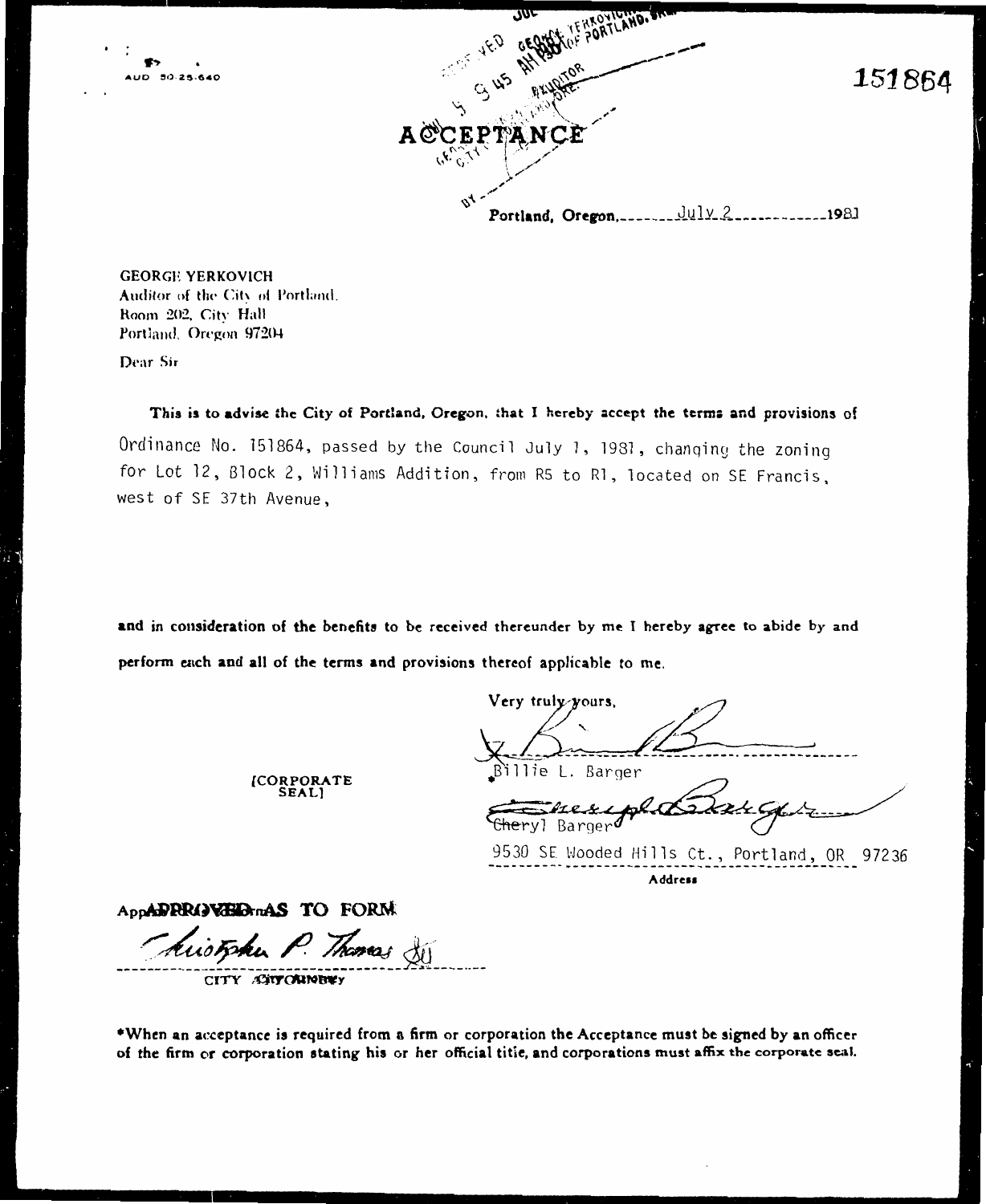AUD 50-25-640

151864

# ACCEPTANCE

Portland, Oregon, July 2 1981

GEORGE YERKOVICH
Auditor of the City of Portland.
Room 202, City Hall
Portland, Oregon 97204

Dear Sir

**This is to advise the City of Portland, Oregon, that I hereby accept the terms and provisions of** Ordinance No. 151864, passed by the Council July 1, 1981, changing the zoning for Lot 12, Block 2, Williams Addition, from R5 to R1, located on SE Francis, west of SE 37th Avenue,

**and in consideration of the benefits to be received thereunder by me I hereby agree to abide by and perform each and all of the terms and provisions thereof applicable to me.**

Very truly yours,

*Billie L. Barger

Cheryl Barger

[CORPORATE SEAL]

9530 SE Wooded Hills Ct., Portland, OR 97236

**Address**

**APPROVED AS TO FORM**

Christopher P. Thomas

CITY ATTORNEY

***When an acceptance is required from a firm or corporation the Acceptance must be signed by an officer of the firm or corporation stating his or her official title, and corporations must affix the corporate seal.**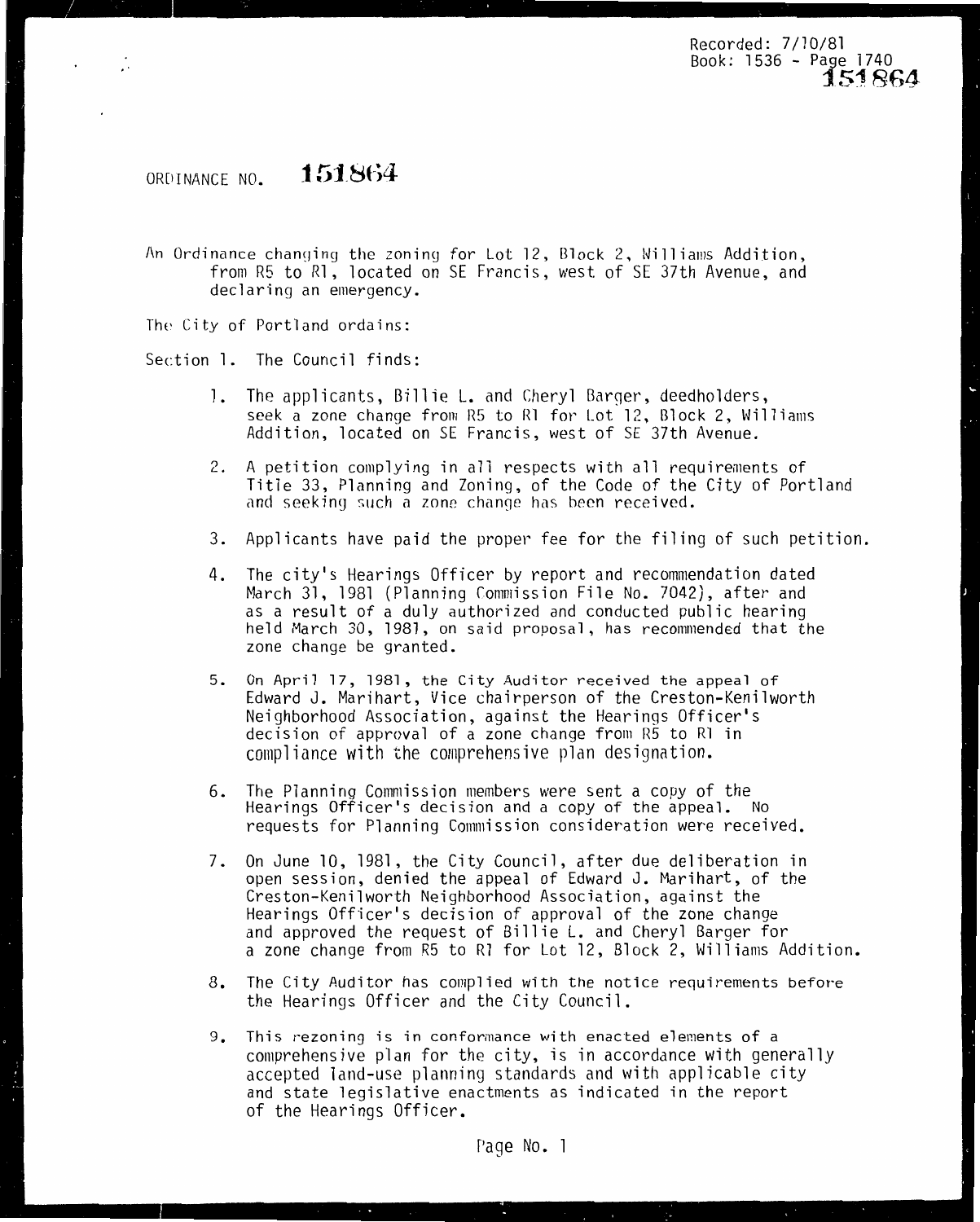Recorded: 7/10/81
Book: 1536 - Page 1740
151864

ORDINANCE NO. **151864**

An Ordinance changing the zoning for Lot 12, Block 2, Williams Addition, from R5 to R1, located on SE Francis, west of SE 37th Avenue, and declaring an emergency.

The City of Portland ordains:

Section 1. The Council finds:

1. The applicants, Billie L. and Cheryl Barger, deedholders, seek a zone change from R5 to R1 for Lot 12, Block 2, Williams Addition, located on SE Francis, west of SE 37th Avenue.

2. A petition complying in all respects with all requirements of Title 33, Planning and Zoning, of the Code of the City of Portland and seeking such a zone change has been received.

3. Applicants have paid the proper fee for the filing of such petition.

4. The city's Hearings Officer by report and recommendation dated March 31, 1981 (Planning Commission File No. 7042), after and as a result of a duly authorized and conducted public hearing held March 30, 1981, on said proposal, has recommended that the zone change be granted.

5. On April 17, 1981, the City Auditor received the appeal of Edward J. Marihart, Vice chairperson of the Creston-Kenilworth Neighborhood Association, against the Hearings Officer's decision of approval of a zone change from R5 to R1 in compliance with the comprehensive plan designation.

6. The Planning Commission members were sent a copy of the Hearings Officer's decision and a copy of the appeal. No requests for Planning Commission consideration were received.

7. On June 10, 1981, the City Council, after due deliberation in open session, denied the appeal of Edward J. Marihart, of the Creston-Kenilworth Neighborhood Association, against the Hearings Officer's decision of approval of the zone change and approved the request of Billie L. and Cheryl Barger for a zone change from R5 to R1 for Lot 12, Block 2, Williams Addition.

8. The City Auditor has complied with the notice requirements before the Hearings Officer and the City Council.

9. This rezoning is in conformance with enacted elements of a comprehensive plan for the city, is in accordance with generally accepted land-use planning standards and with applicable city and state legislative enactments as indicated in the report of the Hearings Officer.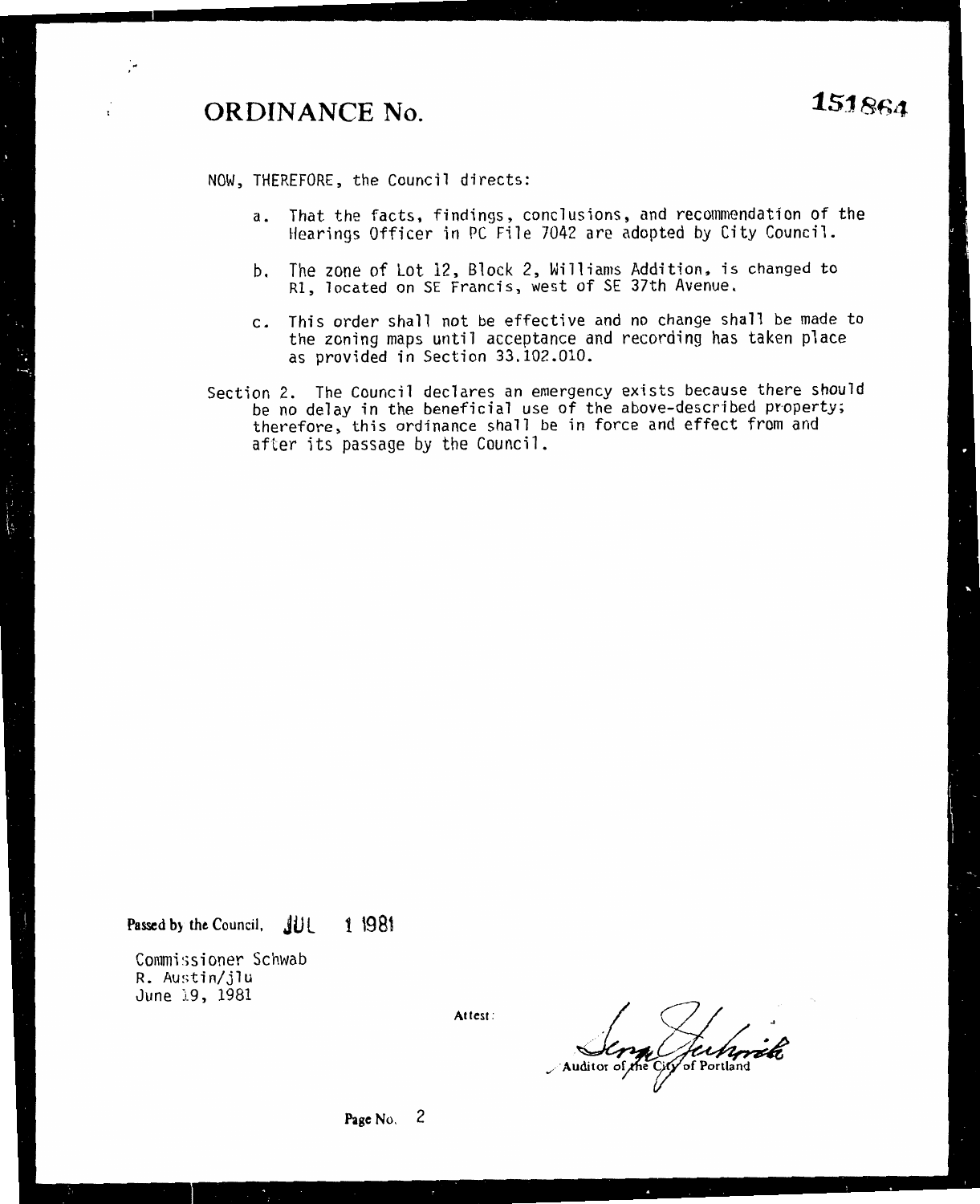# ORDINANCE No. 151864

NOW, THEREFORE, the Council directs:

a. That the facts, findings, conclusions, and recommendation of the Hearings Officer in PC File 7042 are adopted by City Council.

b. The zone of Lot 12, Block 2, Williams Addition, is changed to R1, located on SE Francis, west of SE 37th Avenue.

c. This order shall not be effective and no change shall be made to the zoning maps until acceptance and recording has taken place as provided in Section 33.102.010.

Section 2. The Council declares an emergency exists because there should be no delay in the beneficial use of the above-described property; therefore, this ordinance shall be in force and effect from and after its passage by the Council.

Passed by the Council, JUL 1 1981

Commissioner Schwab
R. Austin/jlu
June 19, 1981

Attest:

Auditor of the City of Portland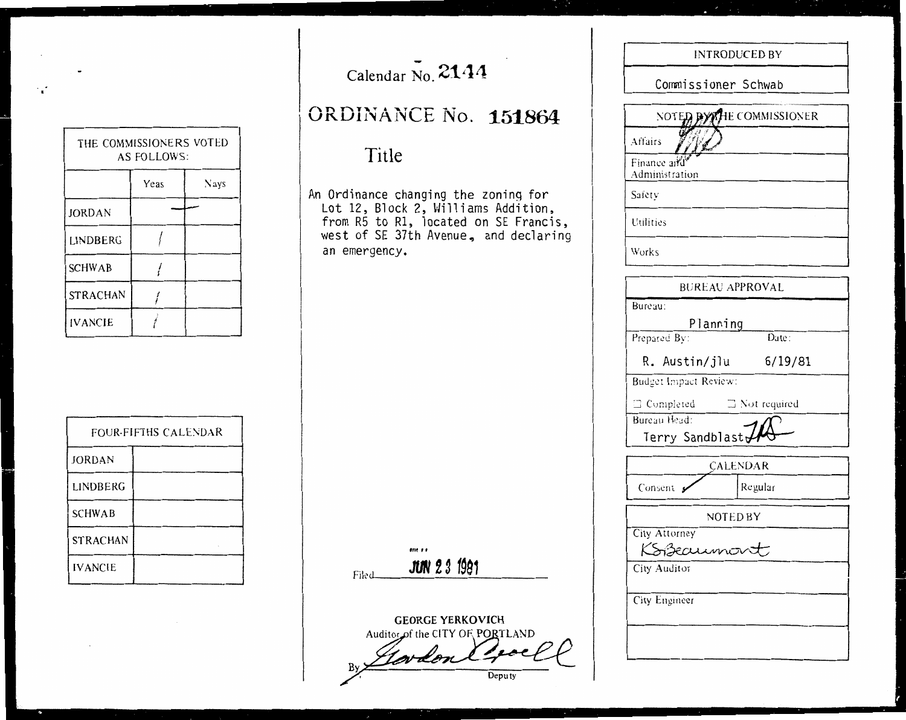| THE COMMISSIONERS VOTED AS FOLLOWS: | | |
|---|---|---|
| | Yeas | Nays |
| JORDAN | — | |
| LINDBERG | / | |
| SCHWAB | / | |
| STRACHAN | / | |
| IVANCIE | / | |

| FOUR-FIFTHS CALENDAR | |
|---|---|
| JORDAN | |
| LINDBERG | |
| SCHWAB | |
| STRACHAN | |
| IVANCIE | |

Calendar No. 2144

# ORDINANCE No. 151864

## Title

An Ordinance changing the zoning for Lot 12, Block 2, Williams Addition, from R5 to R1, located on SE Francis, west of SE 37th Avenue, and declaring an emergency.

Filed JUN 23 1981

GEORGE YERKOVICH
Auditor of the CITY OF PORTLAND

By *Gordon Groell*
Deputy

| INTRODUCED BY |
|---|
| Commissioner Schwab |

| NOTED BY THE COMMISSIONER |
|---|
| Affairs |
| Finance and Administration |
| Safety |
| Utilities |
| Works |

| BUREAU APPROVAL | |
|---|---|
| Bureau: Planning | |
| Prepared By: R. Austin/jlu | Date: 6/19/81 |
| Budget Impact Review: ☐ Completed | ☐ Not required |
| Bureau Head: Terry Sandblast | |

| CALENDAR | |
|---|---|
| Consent ✓ | Regular |

| NOTED BY |
|---|
| City Attorney *KSBeaumont* |
| City Auditor |
| City Engineer |
| |